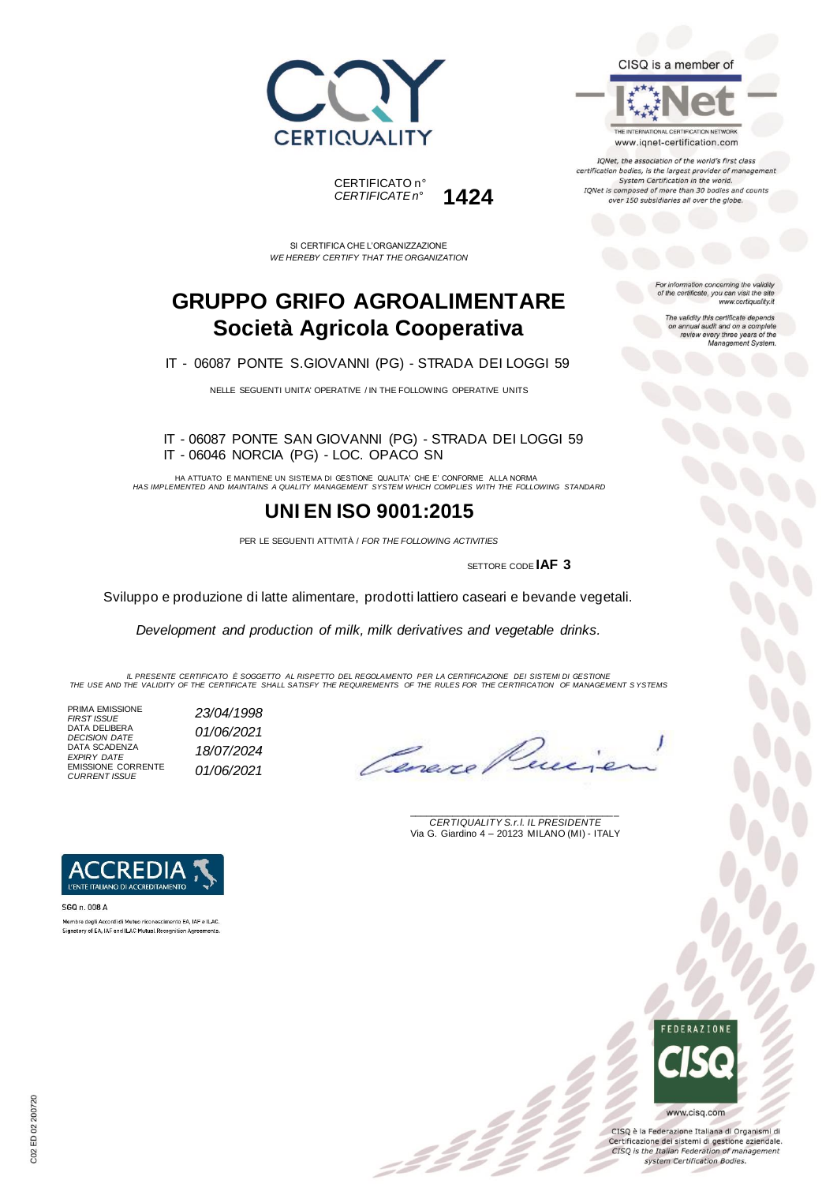CERTIQUALITY

CISQ is a member of

IQNet

THE INTERNATIONAL CERTIFICATION NETWORK
www.iqnet-certification.com

*IQNet, the association of the world's first class certification bodies, is the largest provider of management System Certification in the world. IQNet is composed of more than 30 bodies and counts over 150 subsidiaries all over the globe.*

CERTIFICATO n°
*CERTIFICATE n°* **1424**

*For information concerning the validity of the certificate, you can visit the site www.certiquality.it*

*The validity this certificate depends on annual audit and on a complete review every three years of the Management System.*

SI CERTIFICA CHE L'ORGANIZZAZIONE
*WE HEREBY CERTIFY THAT THE ORGANIZATION*

# GRUPPO GRIFO AGROALIMENTARE
# Società Agricola Cooperativa

IT - 06087 PONTE S.GIOVANNI (PG) - STRADA DEI LOGGI 59

NELLE SEGUENTI UNITA' OPERATIVE / IN THE FOLLOWING OPERATIVE UNITS

IT - 06087 PONTE SAN GIOVANNI (PG) - STRADA DEI LOGGI 59
IT - 06046 NORCIA (PG) - LOC. OPACO SN

HA ATTUATO E MANTIENE UN SISTEMA DI GESTIONE QUALITA' CHE E' CONFORME ALLA NORMA
*HAS IMPLEMENTED AND MAINTAINS A QUALITY MANAGEMENT SYSTEM WHICH COMPLIES WITH THE FOLLOWING STANDARD*

## UNI EN ISO 9001:2015

PER LE SEGUENTI ATTIVITÀ / *FOR THE FOLLOWING ACTIVITIES*

SETTORE CODE **IAF 3**

Sviluppo e produzione di latte alimentare, prodotti lattiero caseari e bevande vegetali.

*Development and production of milk, milk derivatives and vegetable drinks.*

*IL PRESENTE CERTIFICATO È SOGGETTO AL RISPETTO DEL REGOLAMENTO PER LA CERTIFICAZIONE DEI SISTEMI DI GESTIONE*
*THE USE AND THE VALIDITY OF THE CERTIFICATE SHALL SATISFY THE REQUIREMENTS OF THE RULES FOR THE CERTIFICATION OF MANAGEMENT SYSTEMS*

| | |
|---|---|
| PRIMA EMISSIONE *FIRST ISSUE* | *23/04/1998* |
| DATA DELIBERA *DECISION DATE* | *01/06/2021* |
| DATA SCADENZA *EXPIRY DATE* | *18/07/2024* |
| EMISSIONE CORRENTE *CURRENT ISSUE* | *01/06/2021* |

*CERTIQUALITY S.r.l. IL PRESIDENTE*
Via G. Giardino 4 – 20123 MILANO (MI) - ITALY

ACCREDIA
L'ENTE ITALIANO DI ACCREDITAMENTO

SGQ n. 008 A
Membro degli Accordi di Mutuo riconoscimento EA, IAF e ILAC.
Signatory of EA, IAF and ILAC Mutual Recognition Agreements.

FEDERAZIONE CISQ
www.cisq.com

CISQ è la Federazione Italiana di Organismi di Certificazione dei sistemi di gestione aziendale.
*CISQ is the Italian Federation of management system Certification Bodies.*

C02 ED 02 200720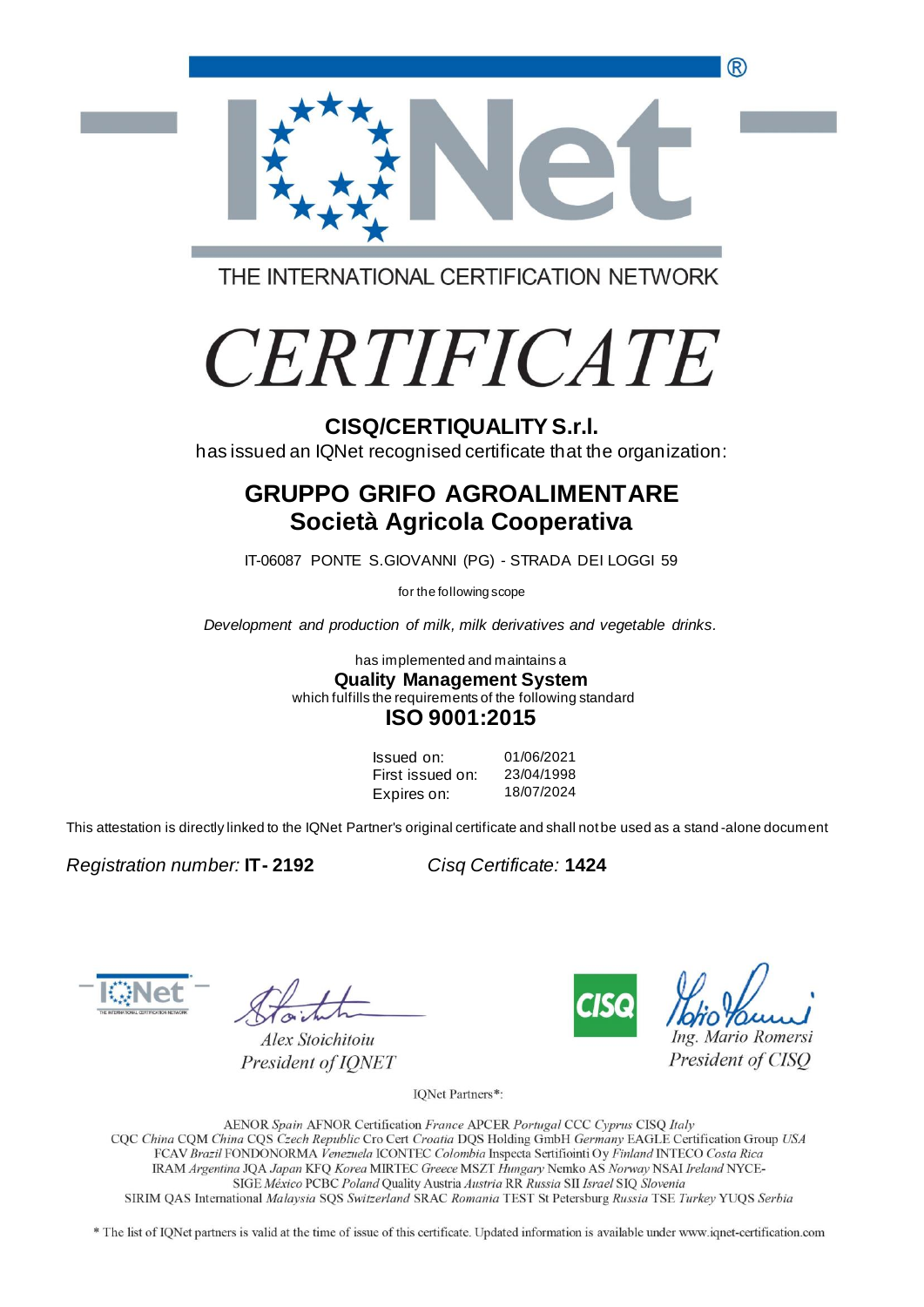THE INTERNATIONAL CERTIFICATION NETWORK

# CERTIFICATE

**CISQ/CERTIQUALITY S.r.l.**
has issued an IQNet recognised certificate that the organization:

## GRUPPO GRIFO AGROALIMENTARE Società Agricola Cooperativa

IT-06087 PONTE S.GIOVANNI (PG) - STRADA DEI LOGGI 59

for the following scope

*Development and production of milk, milk derivatives and vegetable drinks.*

has implemented and maintains a
**Quality Management System**
which fulfills the requirements of the following standard
**ISO 9001:2015**

| | |
|---|---|
| Issued on: | 01/06/2021 |
| First issued on: | 23/04/1998 |
| Expires on: | 18/07/2024 |

This attestation is directly linked to the IQNet Partner's original certificate and shall not be used as a stand-alone document

*Registration number:* **IT - 2192** *Cisq Certificate:* **1424**

*Alex Stoichitoiu*
*President of IQNET*

*Ing. Mario Romersi*
*President of CISQ*

IQNet Partners*:

AENOR *Spain* AFNOR Certification *France* APCER *Portugal* CCC *Cyprus* CISQ *Italy*
CQC *China* CQM *China* CQS *Czech Republic* Cro Cert *Croatia* DQS Holding GmbH *Germany* EAGLE Certification Group *USA*
FCAV *Brazil* FONDONORMA *Venezuela* ICONTEC *Colombia* Inspecta Sertifiointi Oy *Finland* INTECO *Costa Rica*
IRAM *Argentina* JQA *Japan* KFQ *Korea* MIRTEC *Greece* MSZT *Hungary* Nemko AS *Norway* NSAI *Ireland* NYCE-SIGE *México* PCBC *Poland* Quality Austria *Austria* RR *Russia* SII *Israel* SIQ *Slovenia*
SIRIM QAS International *Malaysia* SQS *Switzerland* SRAC *Romania* TEST St Petersburg *Russia* TSE *Turkey* YUQS *Serbia*

* The list of IQNet partners is valid at the time of issue of this certificate. Updated information is available under www.iqnet-certification.com